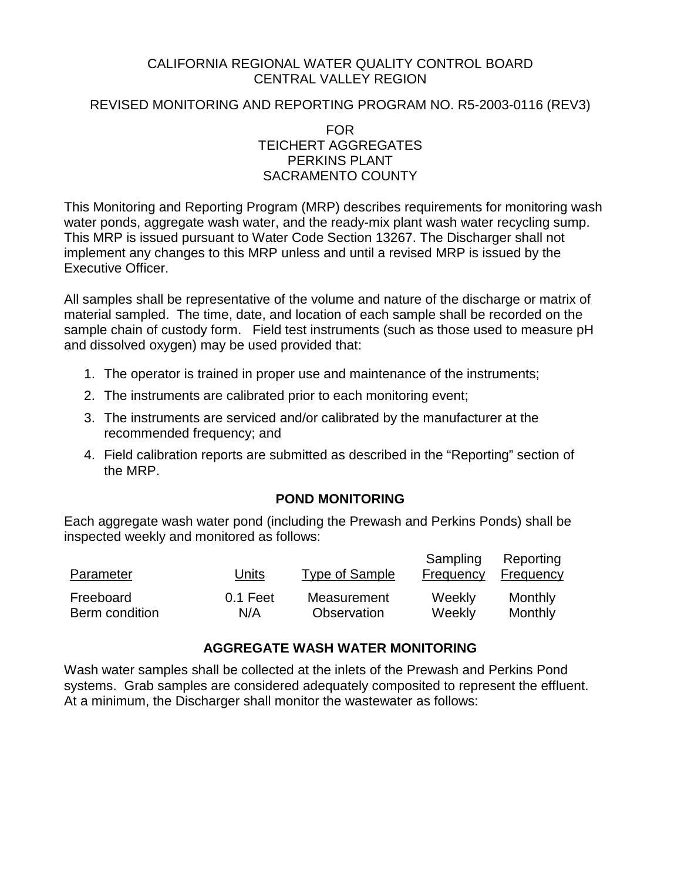CALIFORNIA REGIONAL WATER QUALITY CONTROL BOARD
CENTRAL VALLEY REGION

REVISED MONITORING AND REPORTING PROGRAM NO. R5-2003-0116 (REV3)

FOR
TEICHERT AGGREGATES
PERKINS PLANT
SACRAMENTO COUNTY

This Monitoring and Reporting Program (MRP) describes requirements for monitoring wash water ponds, aggregate wash water, and the ready-mix plant wash water recycling sump. This MRP is issued pursuant to Water Code Section 13267. The Discharger shall not implement any changes to this MRP unless and until a revised MRP is issued by the Executive Officer.

All samples shall be representative of the volume and nature of the discharge or matrix of material sampled. The time, date, and location of each sample shall be recorded on the sample chain of custody form. Field test instruments (such as those used to measure pH and dissolved oxygen) may be used provided that:

1. The operator is trained in proper use and maintenance of the instruments;
2. The instruments are calibrated prior to each monitoring event;
3. The instruments are serviced and/or calibrated by the manufacturer at the recommended frequency; and
4. Field calibration reports are submitted as described in the "Reporting" section of the MRP.

## POND MONITORING

Each aggregate wash water pond (including the Prewash and Perkins Ponds) shall be inspected weekly and monitored as follows:

| Parameter | Units | Type of Sample | Sampling Frequency | Reporting Frequency |
|---|---|---|---|---|
| Freeboard | 0.1 Feet | Measurement | Weekly | Monthly |
| Berm condition | N/A | Observation | Weekly | Monthly |

## AGGREGATE WASH WATER MONITORING

Wash water samples shall be collected at the inlets of the Prewash and Perkins Pond systems. Grab samples are considered adequately composited to represent the effluent. At a minimum, the Discharger shall monitor the wastewater as follows: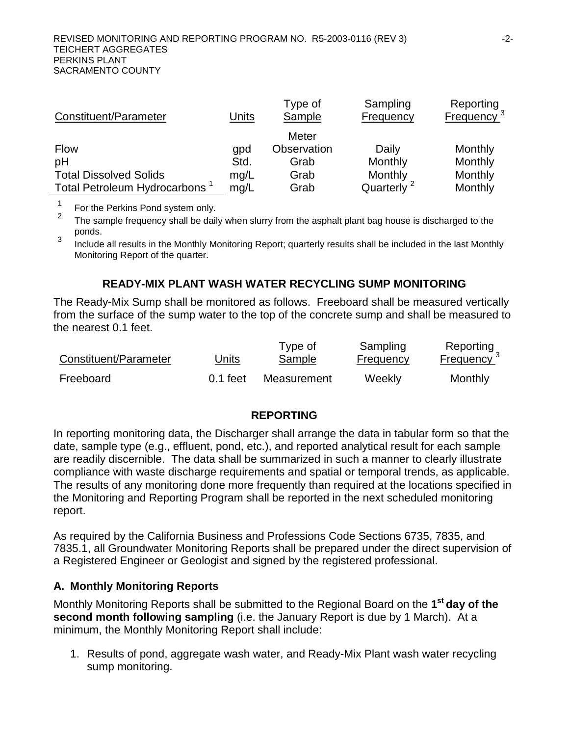| Constituent/Parameter | Units | Type of Sample | Sampling Frequency | Reporting Frequency [3] |
|---|---|---|---|---|
| Flow | gpd | Meter Observation | Daily | Monthly |
| pH | Std. | Grab | Monthly | Monthly |
| Total Dissolved Solids | mg/L | Grab | Monthly | Monthly |
| Total Petroleum Hydrocarbons [1] | mg/L | Grab | Quarterly [2] | Monthly |

[1] For the Perkins Pond system only.
[2] The sample frequency shall be daily when slurry from the asphalt plant bag house is discharged to the ponds.
[3] Include all results in the Monthly Monitoring Report; quarterly results shall be included in the last Monthly Monitoring Report of the quarter.

### READY-MIX PLANT WASH WATER RECYCLING SUMP MONITORING

The Ready-Mix Sump shall be monitored as follows. Freeboard shall be measured vertically from the surface of the sump water to the top of the concrete sump and shall be measured to the nearest 0.1 feet.

| Constituent/Parameter | Units | Type of Sample | Sampling Frequency | Reporting Frequency [3] |
|---|---|---|---|---|
| Freeboard | 0.1 feet | Measurement | Weekly | Monthly |

### REPORTING

In reporting monitoring data, the Discharger shall arrange the data in tabular form so that the date, sample type (e.g., effluent, pond, etc.), and reported analytical result for each sample are readily discernible. The data shall be summarized in such a manner to clearly illustrate compliance with waste discharge requirements and spatial or temporal trends, as applicable. The results of any monitoring done more frequently than required at the locations specified in the Monitoring and Reporting Program shall be reported in the next scheduled monitoring report.

As required by the California Business and Professions Code Sections 6735, 7835, and 7835.1, all Groundwater Monitoring Reports shall be prepared under the direct supervision of a Registered Engineer or Geologist and signed by the registered professional.

#### A. Monthly Monitoring Reports

Monthly Monitoring Reports shall be submitted to the Regional Board on the **1st day of the second month following sampling** (i.e. the January Report is due by 1 March). At a minimum, the Monthly Monitoring Report shall include:

1. Results of pond, aggregate wash water, and Ready-Mix Plant wash water recycling sump monitoring.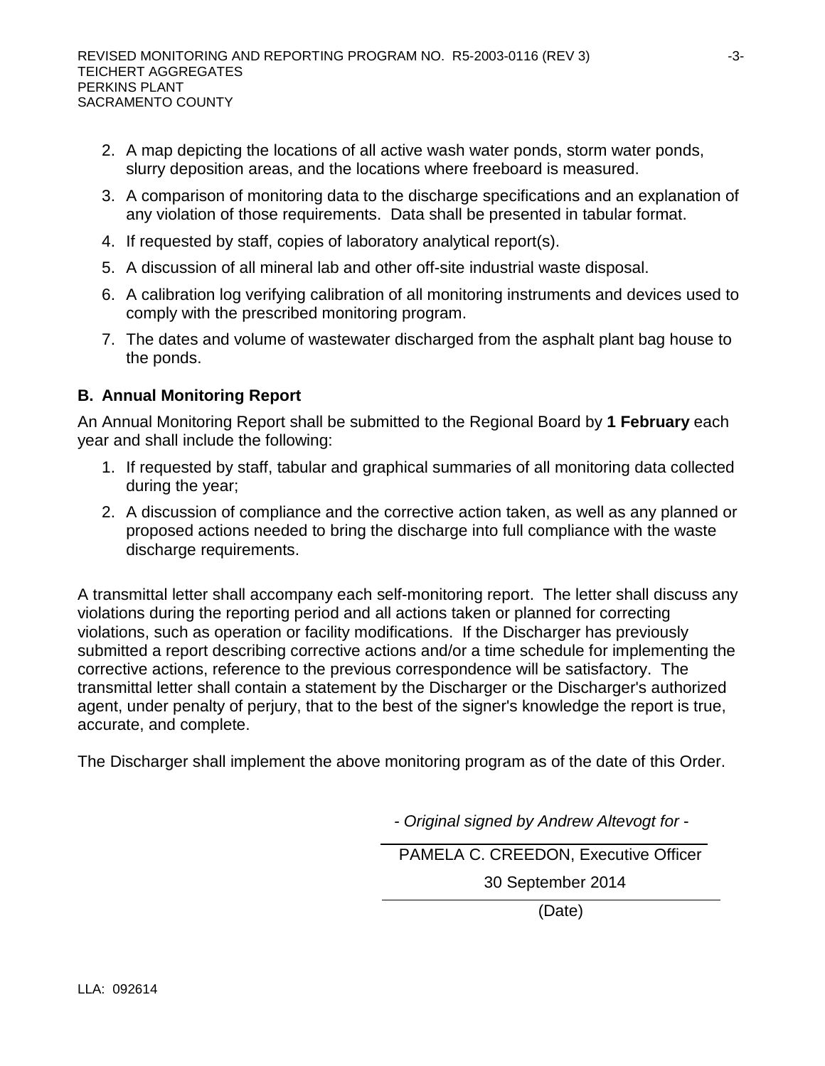2. A map depicting the locations of all active wash water ponds, storm water ponds, slurry deposition areas, and the locations where freeboard is measured.
3. A comparison of monitoring data to the discharge specifications and an explanation of any violation of those requirements. Data shall be presented in tabular format.
4. If requested by staff, copies of laboratory analytical report(s).
5. A discussion of all mineral lab and other off-site industrial waste disposal.
6. A calibration log verifying calibration of all monitoring instruments and devices used to comply with the prescribed monitoring program.
7. The dates and volume of wastewater discharged from the asphalt plant bag house to the ponds.

### B. Annual Monitoring Report

An Annual Monitoring Report shall be submitted to the Regional Board by **1 February** each year and shall include the following:

1. If requested by staff, tabular and graphical summaries of all monitoring data collected during the year;
2. A discussion of compliance and the corrective action taken, as well as any planned or proposed actions needed to bring the discharge into full compliance with the waste discharge requirements.

A transmittal letter shall accompany each self-monitoring report. The letter shall discuss any violations during the reporting period and all actions taken or planned for correcting violations, such as operation or facility modifications. If the Discharger has previously submitted a report describing corrective actions and/or a time schedule for implementing the corrective actions, reference to the previous correspondence will be satisfactory. The transmittal letter shall contain a statement by the Discharger or the Discharger's authorized agent, under penalty of perjury, that to the best of the signer's knowledge the report is true, accurate, and complete.

The Discharger shall implement the above monitoring program as of the date of this Order.

*- Original signed by Andrew Altevogt for -*

PAMELA C. CREEDON, Executive Officer

30 September 2014

(Date)

LLA: 092614